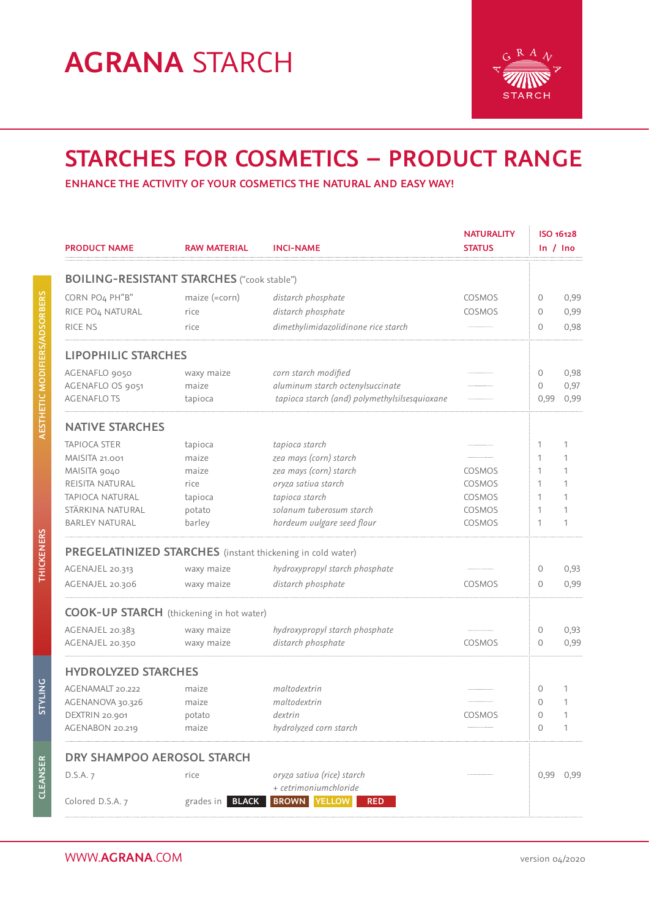# AGRANA STARCH

## STARCHES FOR COSMETICS – PRODUCT RANGE

**ENHANCE THE ACTIVITY OF YOUR COSMETICS THE NATURAL AND EASY WAY!**

| PRODUCT NAME | RAW MATERIAL | INCI-NAME | NATURALITY STATUS | ISO 16128 In | ISO 16128 Ino |
|---|---|---|---|---|---|
| **BOILING-RESISTANT STARCHES** ("cook stable") | | | | | |
| CORN PO4 PH"B" | maize (=corn) | *distarch phosphate* | COSMOS | 0 | 0,99 |
| RICE PO4 NATURAL | rice | *distarch phosphate* | COSMOS | 0 | 0,99 |
| RICE NS | rice | *dimethylimidazolidinone rice starch* | | 0 | 0,98 |
| **LIPOPHILIC STARCHES** | | | | | |
| AGENAFLO 9050 | waxy maize | *corn starch modified* | | 0 | 0,98 |
| AGENAFLO OS 9051 | maize | *aluminum starch octenylsuccinate* | | 0 | 0,97 |
| AGENAFLO TS | tapioca | *tapioca starch (and) polymethylsilsesquioxane* | | 0,99 | 0,99 |
| **NATIVE STARCHES** | | | | | |
| TAPIOCA STER | tapioca | *tapioca starch* | | 1 | 1 |
| MAISITA 21.001 | maize | *zea mays (corn) starch* | | 1 | 1 |
| MAISITA 9040 | maize | *zea mays (corn) starch* | COSMOS | 1 | 1 |
| REISITA NATURAL | rice | *oryza sativa starch* | COSMOS | 1 | 1 |
| TAPIOCA NATURAL | tapioca | *tapioca starch* | COSMOS | 1 | 1 |
| STÄRKINA NATURAL | potato | *solanum tuberosum starch* | COSMOS | 1 | 1 |
| BARLEY NATURAL | barley | *hordeum vulgare seed flour* | COSMOS | 1 | 1 |
| **PREGELATINIZED STARCHES** (instant thickening in cold water) | | | | | |
| AGENAJEL 20.313 | waxy maize | *hydroxypropyl starch phosphate* | | 0 | 0,93 |
| AGENAJEL 20.306 | waxy maize | *distarch phosphate* | COSMOS | 0 | 0,99 |
| **COOK-UP STARCH** (thickening in hot water) | | | | | |
| AGENAJEL 20.383 | waxy maize | *hydroxypropyl starch phosphate* | | 0 | 0,93 |
| AGENAJEL 20.350 | waxy maize | *distarch phosphate* | COSMOS | 0 | 0,99 |
| **HYDROLYZED STARCHES** | | | | | |
| AGENAMALT 20.222 | maize | *maltodextrin* | | 0 | 1 |
| AGENANOVA 30.326 | maize | *maltodextrin* | | 0 | 1 |
| DEXTRIN 20.901 | potato | *dextrin* | COSMOS | 0 | 1 |
| AGENABON 20.219 | maize | *hydrolyzed corn starch* | | 0 | 1 |
| **DRY SHAMPOO AEROSOL STARCH** | | | | | |
| D.S.A. 7 | rice | *oryza sativa (rice) starch + cetrimoniumchloride* | | 0,99 | 0,99 |
| Colored D.S.A. 7 | grades in | BLACK BROWN YELLOW RED | | | |

Side categories: AESTHETIC MODIFIERS/ADSORBERS · THICKENERS · STYLING · CLEANSER

WWW.AGRANA.COM

version 04/2020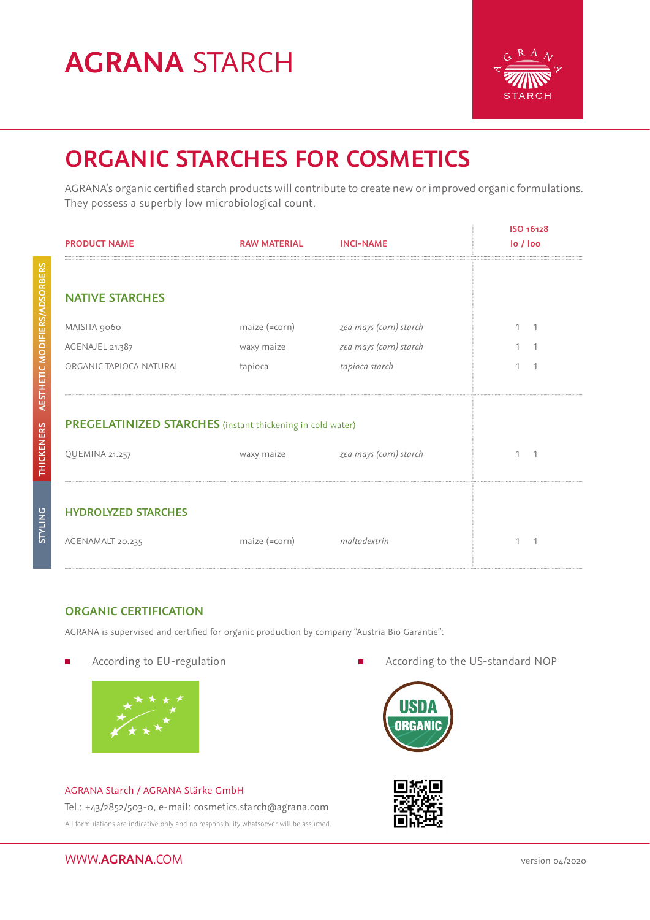# AGRANA STARCH

## ORGANIC STARCHES FOR COSMETICS

AGRANA's organic certified starch products will contribute to create new or improved organic formulations. They possess a superbly low microbiological count.

| PRODUCT NAME | RAW MATERIAL | INCI-NAME | ISO 16128 Io / Ioo |
|---|---|---|---|
| **NATIVE STARCHES** | | | |
| MAISITA 9060 | maize (=corn) | *zea mays (corn) starch* | 1 1 |
| AGENAJEL 21.387 | waxy maize | *zea mays (corn) starch* | 1 1 |
| ORGANIC TAPIOCA NATURAL | tapioca | *tapioca starch* | 1 1 |
| **PREGELATINIZED STARCHES** (instant thickening in cold water) | | | |
| QUEMINA 21.257 | waxy maize | *zea mays (corn) starch* | 1 1 |
| **HYDROLYZED STARCHES** | | | |
| AGENAMALT 20.235 | maize (=corn) | *maltodextrin* | 1 1 |

THICKENERS | AESTHETIC MODIFIERS/ADSORBERS | STYLING

### ORGANIC CERTIFICATION

AGRANA is supervised and certified for organic production by company "Austria Bio Garantie":

- According to EU-regulation
- According to the US-standard NOP

USDA ORGANIC

AGRANA Starch / AGRANA Stärke GmbH
Tel.: +43/2852/503-0, e-mail: cosmetics.starch@agrana.com
All formulations are indicative only and no responsibility whatsoever will be assumed.

WWW.AGRANA.COM

version 04/2020